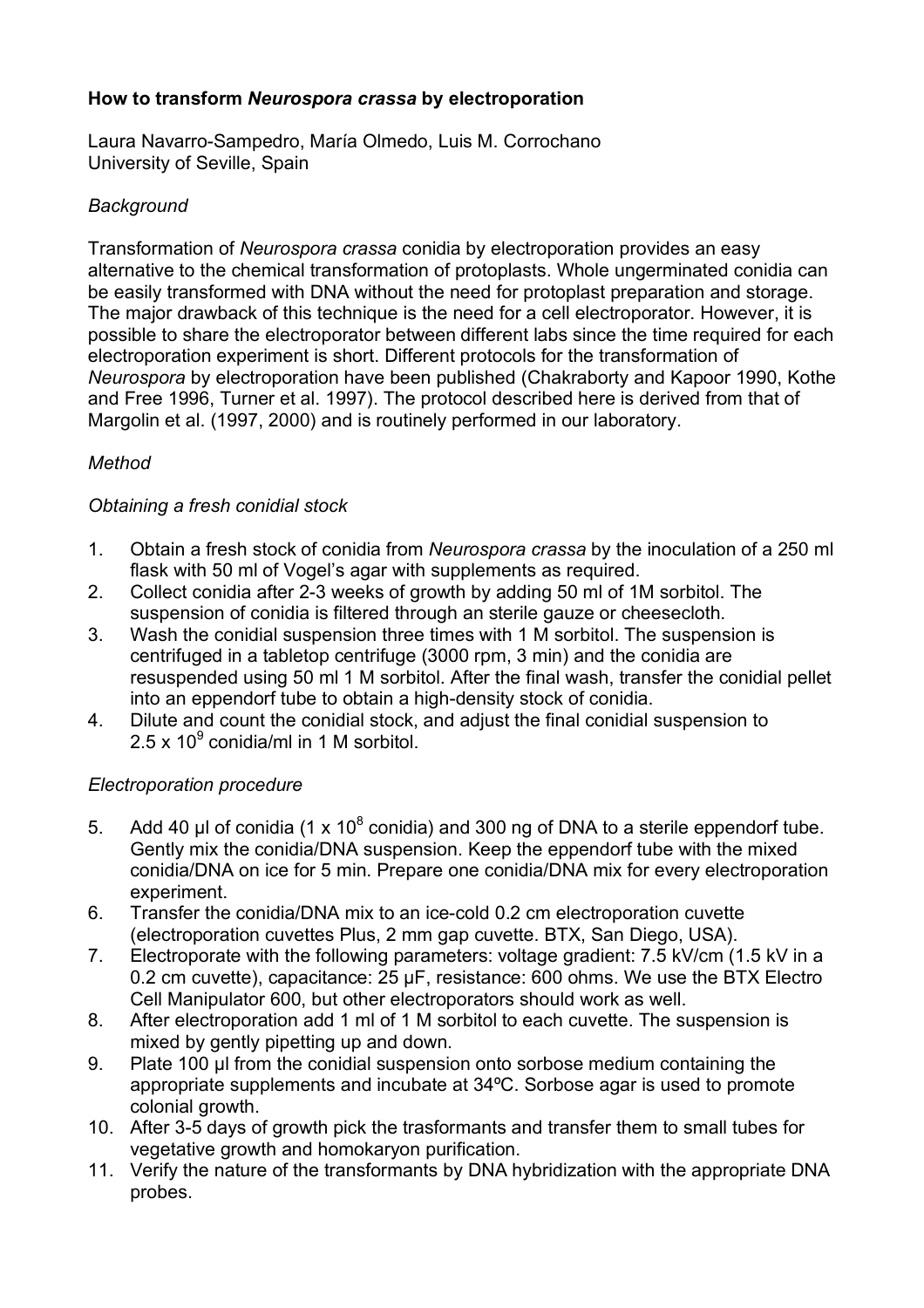# How to transform *Neurospora crassa* by electroporation

Laura Navarro-Sampedro, María Olmedo, Luis M. Corrochano
University of Seville, Spain

## *Background*

Transformation of *Neurospora crassa* conidia by electroporation provides an easy alternative to the chemical transformation of protoplasts. Whole ungerminated conidia can be easily transformed with DNA without the need for protoplast preparation and storage. The major drawback of this technique is the need for a cell electroporator. However, it is possible to share the electroporator between different labs since the time required for each electroporation experiment is short. Different protocols for the transformation of *Neurospora* by electroporation have been published (Chakraborty and Kapoor 1990, Kothe and Free 1996, Turner et al. 1997). The protocol described here is derived from that of Margolin et al. (1997, 2000) and is routinely performed in our laboratory.

## *Method*

### *Obtaining a fresh conidial stock*

1. Obtain a fresh stock of conidia from *Neurospora crassa* by the inoculation of a 250 ml flask with 50 ml of Vogel's agar with supplements as required.
2. Collect conidia after 2-3 weeks of growth by adding 50 ml of 1M sorbitol. The suspension of conidia is filtered through an sterile gauze or cheesecloth.
3. Wash the conidial suspension three times with 1 M sorbitol. The suspension is centrifuged in a tabletop centrifuge (3000 rpm, 3 min) and the conidia are resuspended using 50 ml 1 M sorbitol. After the final wash, transfer the conidial pellet into an eppendorf tube to obtain a high-density stock of conidia.
4. Dilute and count the conidial stock, and adjust the final conidial suspension to $2.5 \times 10^9$ conidia/ml in 1 M sorbitol.

### *Electroporation procedure*

5. Add 40 µl of conidia ($1 \times 10^8$ conidia) and 300 ng of DNA to a sterile eppendorf tube. Gently mix the conidia/DNA suspension. Keep the eppendorf tube with the mixed conidia/DNA on ice for 5 min. Prepare one conidia/DNA mix for every electroporation experiment.
6. Transfer the conidia/DNA mix to an ice-cold 0.2 cm electroporation cuvette (electroporation cuvettes Plus, 2 mm gap cuvette. BTX, San Diego, USA).
7. Electroporate with the following parameters: voltage gradient: 7.5 kV/cm (1.5 kV in a 0.2 cm cuvette), capacitance: 25 µF, resistance: 600 ohms. We use the BTX Electro Cell Manipulator 600, but other electroporators should work as well.
8. After electroporation add 1 ml of 1 M sorbitol to each cuvette. The suspension is mixed by gently pipetting up and down.
9. Plate 100 µl from the conidial suspension onto sorbose medium containing the appropriate supplements and incubate at 34ºC. Sorbose agar is used to promote colonial growth.
10. After 3-5 days of growth pick the trasformants and transfer them to small tubes for vegetative growth and homokaryon purification.
11. Verify the nature of the transformants by DNA hybridization with the appropriate DNA probes.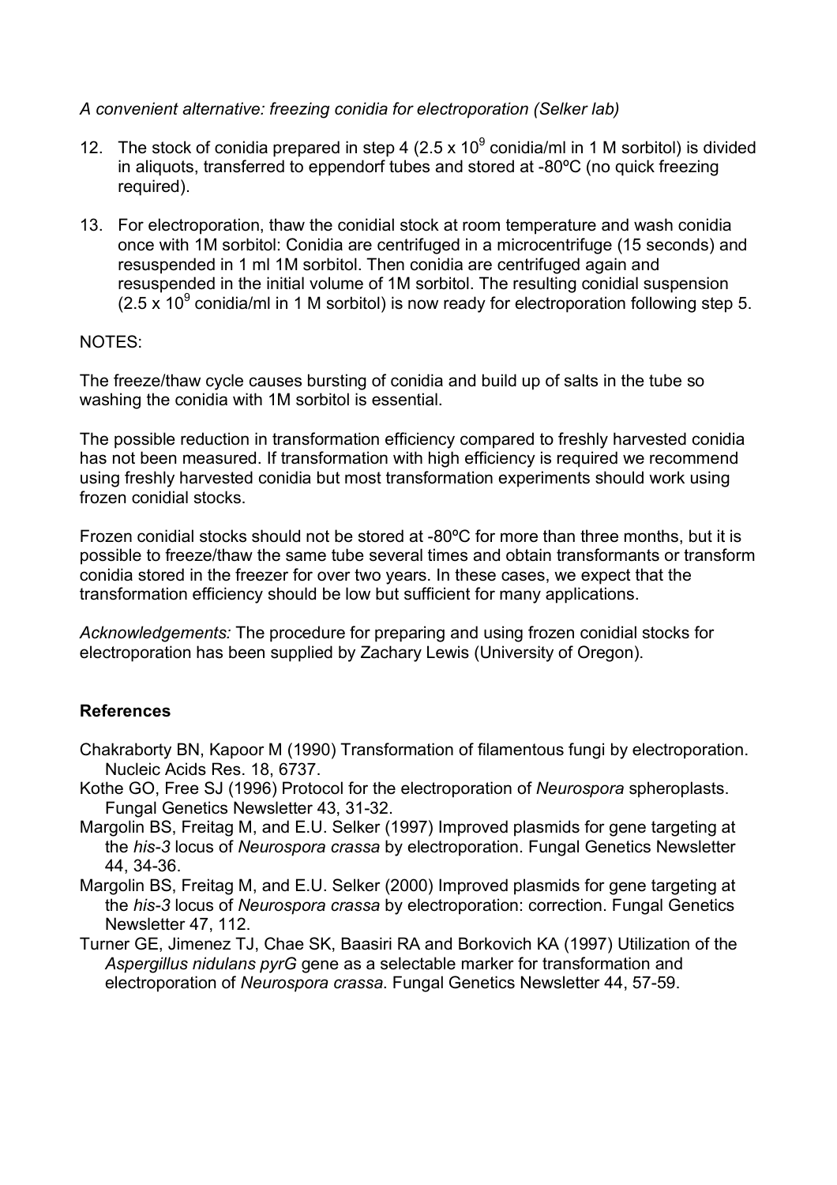*A convenient alternative: freezing conidia for electroporation (Selker lab)*

12. The stock of conidia prepared in step 4 ($2.5 \times 10^9$ conidia/ml in 1 M sorbitol) is divided in aliquots, transferred to eppendorf tubes and stored at -80ºC (no quick freezing required).

13. For electroporation, thaw the conidial stock at room temperature and wash conidia once with 1M sorbitol: Conidia are centrifuged in a microcentrifuge (15 seconds) and resuspended in 1 ml 1M sorbitol. Then conidia are centrifuged again and resuspended in the initial volume of 1M sorbitol. The resulting conidial suspension ($2.5 \times 10^9$ conidia/ml in 1 M sorbitol) is now ready for electroporation following step 5.

NOTES:

The freeze/thaw cycle causes bursting of conidia and build up of salts in the tube so washing the conidia with 1M sorbitol is essential.

The possible reduction in transformation efficiency compared to freshly harvested conidia has not been measured. If transformation with high efficiency is required we recommend using freshly harvested conidia but most transformation experiments should work using frozen conidial stocks.

Frozen conidial stocks should not be stored at -80ºC for more than three months, but it is possible to freeze/thaw the same tube several times and obtain transformants or transform conidia stored in the freezer for over two years. In these cases, we expect that the transformation efficiency should be low but sufficient for many applications.

*Acknowledgements:* The procedure for preparing and using frozen conidial stocks for electroporation has been supplied by Zachary Lewis (University of Oregon).

## References

Chakraborty BN, Kapoor M (1990) Transformation of filamentous fungi by electroporation. Nucleic Acids Res. 18, 6737.

Kothe GO, Free SJ (1996) Protocol for the electroporation of *Neurospora* spheroplasts. Fungal Genetics Newsletter 43, 31-32.

Margolin BS, Freitag M, and E.U. Selker (1997) Improved plasmids for gene targeting at the *his-3* locus of *Neurospora crassa* by electroporation. Fungal Genetics Newsletter 44, 34-36.

Margolin BS, Freitag M, and E.U. Selker (2000) Improved plasmids for gene targeting at the *his-3* locus of *Neurospora crassa* by electroporation: correction. Fungal Genetics Newsletter 47, 112.

Turner GE, Jimenez TJ, Chae SK, Baasiri RA and Borkovich KA (1997) Utilization of the *Aspergillus nidulans pyrG* gene as a selectable marker for transformation and electroporation of *Neurospora crassa*. Fungal Genetics Newsletter 44, 57-59.